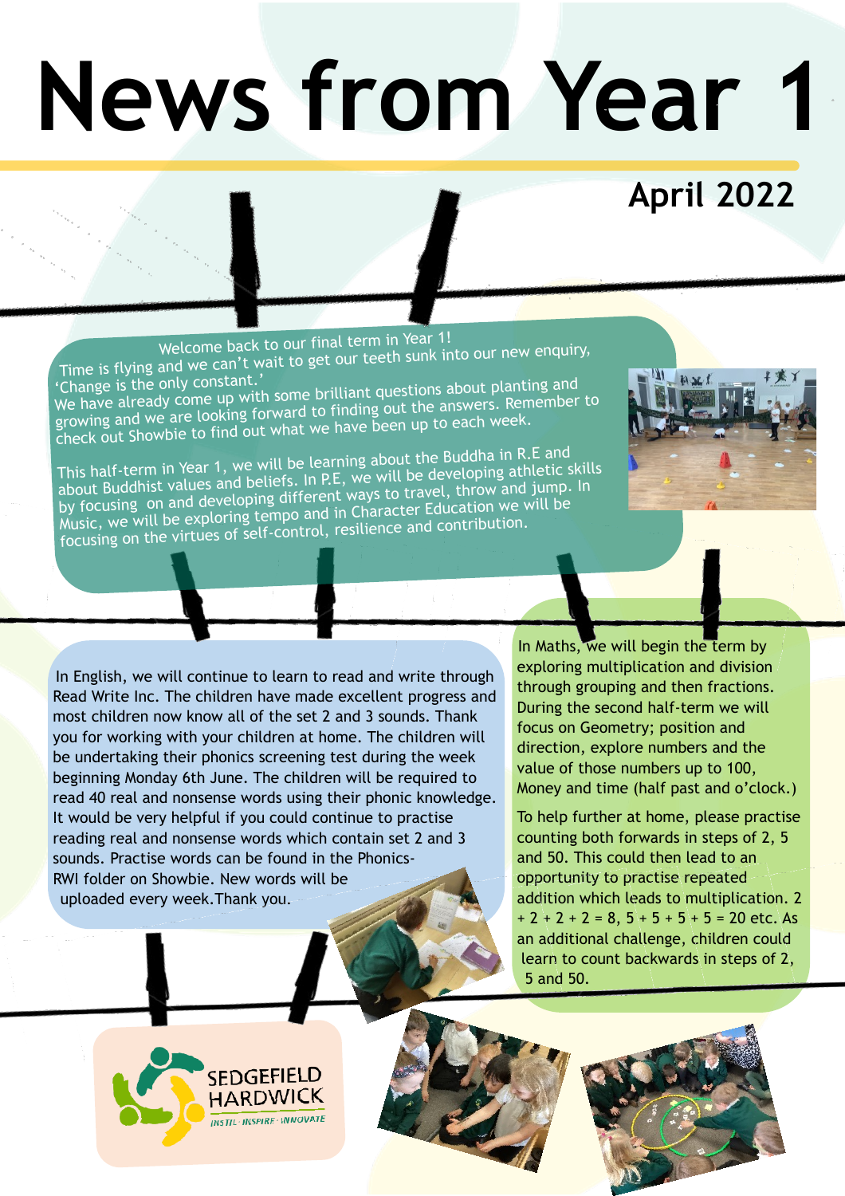# News from Year 1

## April 2022

Welcome back to our final term in Year 1!

Time is flying and we can't wait to get our teeth sunk into our new enquiry, 'Change is the only constant.'

We have already come up with some brilliant questions about planting and growing and we are looking forward to finding out the answers. Remember to check out Showbie to find out what we have been up to each week.

This half-term in Year 1, we will be learning about the Buddha in R.E and about Buddhist values and beliefs. In P.E, we will be developing athletic skills by focusing on and developing different ways to travel, throw and jump. In Music, we will be exploring tempo and in Character Education we will be focusing on the virtues of self-control, resilience and contribution.

In English, we will continue to learn to read and write through Read Write Inc. The children have made excellent progress and most children now know all of the set 2 and 3 sounds. Thank you for working with your children at home. The children will be undertaking their phonics screening test during the week beginning Monday 6th June. The children will be required to read 40 real and nonsense words using their phonic knowledge. It would be very helpful if you could continue to practise reading real and nonsense words which contain set 2 and 3 sounds. Practise words can be found in the Phonics-RWI folder on Showbie. New words will be uploaded every week. Thank you.

In Maths, we will begin the term by exploring multiplication and division through grouping and then fractions. During the second half-term we will focus on Geometry; position and direction, explore numbers and the value of those numbers up to 100, Money and time (half past and o'clock.)

To help further at home, please practise counting both forwards in steps of 2, 5 and 50. This could then lead to an opportunity to practise repeated addition which leads to multiplication. 2 + 2 + 2 + 2 = 8, 5 + 5 + 5 + 5 = 20 etc. As an additional challenge, children could learn to count backwards in steps of 2, 5 and 50.

SEDGEFIELD HARDWICK

INSTIL · INSPIRE · INNOVATE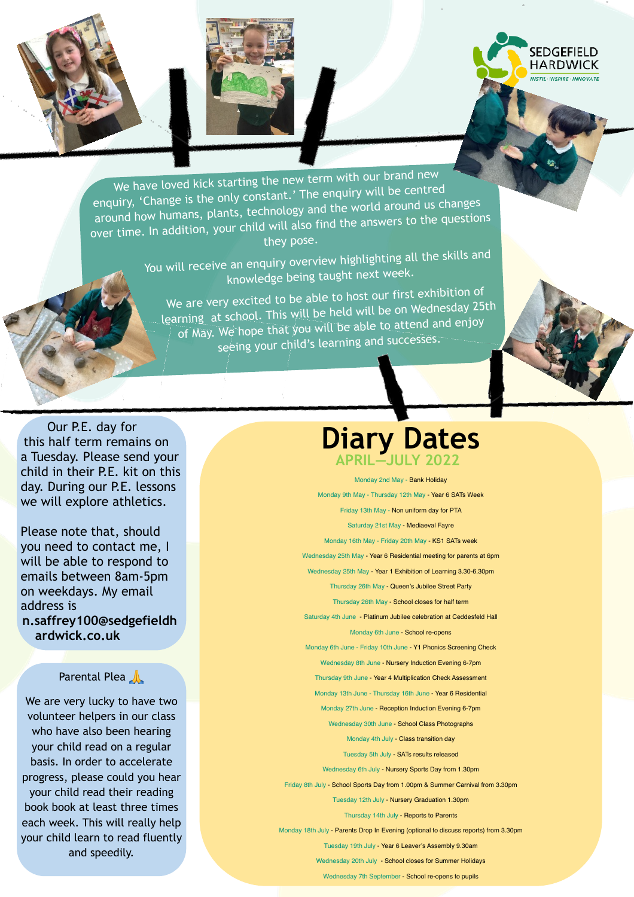SEDGEFIELD HARDWICK

INSTIL · INSPIRE · INNOVATE

We have loved kick starting the new term with our brand new enquiry, 'Change is the only constant.' The enquiry will be centred around how humans, plants, technology and the world around us changes over time. In addition, your child will also find the answers to the questions they pose.

You will receive an enquiry overview highlighting all the skills and knowledge being taught next week.

We are very excited to be able to host our first exhibition of learning at school. This will be held will be on Wednesday 25th of May. We hope that you will be able to attend and enjoy seeing your child's learning and successes.

Our P.E. day for this half term remains on a Tuesday. Please send your child in their P.E. kit on this day. During our P.E. lessons we will explore athletics.

Please note that, should you need to contact me, I will be able to respond to emails between 8am-5pm on weekdays. My email address is **n.saffrey100@sedgefieldhardwick.co.uk**

## Parental Plea 🙏

We are very lucky to have two volunteer helpers in our class who have also been hearing your child read on a regular basis. In order to accelerate progress, please could you hear your child read their reading book book at least three times each week. This will really help your child learn to read fluently and speedily.

# Diary Dates

## APRIL—JULY 2022

Monday 2nd May - Bank Holiday

Monday 9th May - Thursday 12th May - Year 6 SATs Week

Friday 13th May - Non uniform day for PTA

Saturday 21st May - Mediaeval Fayre

Monday 16th May - Friday 20th May - KS1 SATs week

Wednesday 25th May - Year 6 Residential meeting for parents at 6pm

Wednesday 25th May - Year 1 Exhibition of Learning 3.30-6.30pm

Thursday 26th May - Queen's Jubilee Street Party

Thursday 26th May - School closes for half term

Saturday 4th June - Platinum Jubilee celebration at Ceddesfeld Hall

Monday 6th June - School re-opens

Monday 6th June - Friday 10th June - Y1 Phonics Screening Check

Wednesday 8th June - Nursery Induction Evening 6-7pm

Thursday 9th June - Year 4 Multiplication Check Assessment

Monday 13th June - Thursday 16th June - Year 6 Residential

Monday 27th June - Reception Induction Evening 6-7pm

Wednesday 30th June - School Class Photographs

Monday 4th July - Class transition day

Tuesday 5th July - SATs results released

Wednesday 6th July - Nursery Sports Day from 1.30pm

Friday 8th July - School Sports Day from 1.00pm & Summer Carnival from 3.30pm

Tuesday 12th July - Nursery Graduation 1.30pm

Thursday 14th July - Reports to Parents

Monday 18th July - Parents Drop In Evening (optional to discuss reports) from 3.30pm

Tuesday 19th July - Year 6 Leaver's Assembly 9.30am

Wednesday 20th July - School closes for Summer Holidays

Wednesday 7th September - School re-opens to pupils